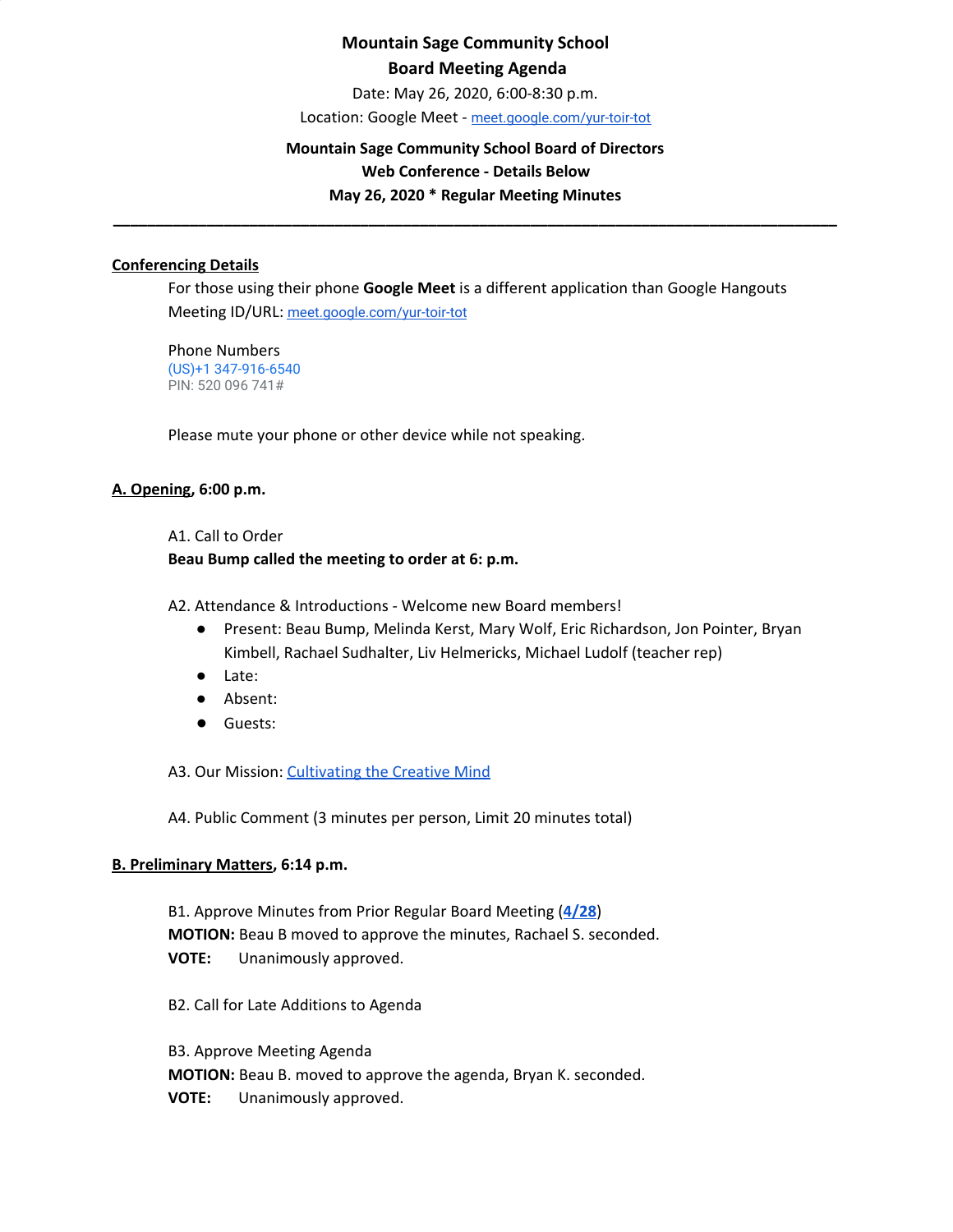**Mountain Sage Community School**

**Board Meeting Agenda**

Date: May 26, 2020, 6:00-8:30 p.m.

Location: Google Meet - meet.google.com/yur-toir-tot

**Mountain Sage Community School Board of Directors**

**Web Conference - Details Below**

**May 26, 2020 * Regular Meeting Minutes**

---

**Conferencing Details**

For those using their phone **Google Meet** is a different application than Google Hangouts

Meeting ID/URL: meet.google.com/yur-toir-tot

Phone Numbers
(US)+1 347-916-6540
PIN: 520 096 741#

Please mute your phone or other device while not speaking.

**A. Opening, 6:00 p.m.**

A1. Call to Order

**Beau Bump called the meeting to order at 6: p.m.**

A2. Attendance & Introductions - Welcome new Board members!

- Present: Beau Bump, Melinda Kerst, Mary Wolf, Eric Richardson, Jon Pointer, Bryan Kimbell, Rachael Sudhalter, Liv Helmericks, Michael Ludolf (teacher rep)
- Late:
- Absent:
- Guests:

A3. Our Mission: Cultivating the Creative Mind

A4. Public Comment (3 minutes per person, Limit 20 minutes total)

**B. Preliminary Matters, 6:14 p.m.**

B1. Approve Minutes from Prior Regular Board Meeting (**4/28**)

**MOTION:** Beau B moved to approve the minutes, Rachael S. seconded.

**VOTE:** Unanimously approved.

B2. Call for Late Additions to Agenda

B3. Approve Meeting Agenda

**MOTION:** Beau B. moved to approve the agenda, Bryan K. seconded.

**VOTE:** Unanimously approved.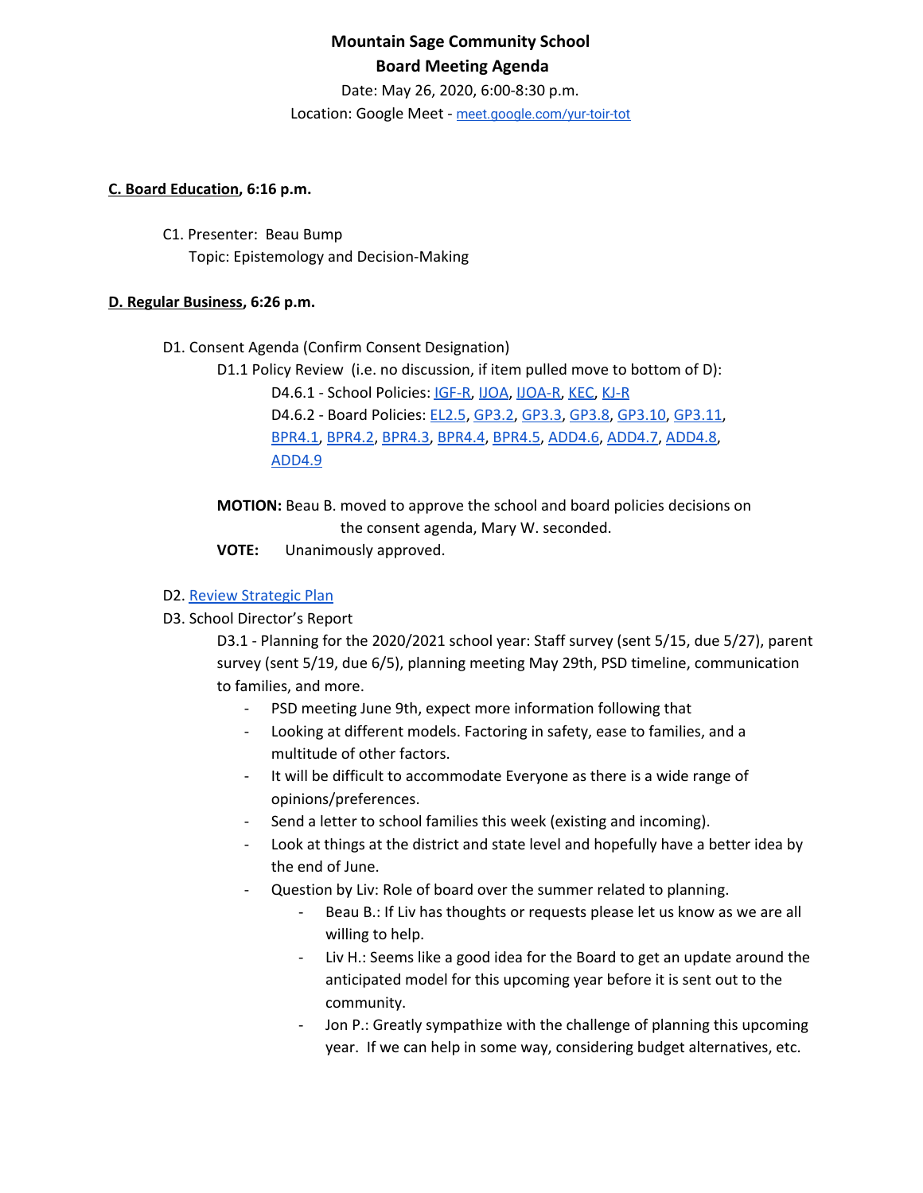# Mountain Sage Community School
## Board Meeting Agenda

Date: May 26, 2020, 6:00-8:30 p.m.

Location: Google Meet - meet.google.com/yur-toir-tot

**C. Board Education, 6:16 p.m.**

C1. Presenter: Beau Bump
Topic: Epistemology and Decision-Making

**D. Regular Business, 6:26 p.m.**

D1. Consent Agenda (Confirm Consent Designation)

D1.1 Policy Review (i.e. no discussion, if item pulled move to bottom of D):

D4.6.1 - School Policies: IGF-R, IJOA, IJOA-R, KEC, KJ-R

D4.6.2 - Board Policies: EL2.5, GP3.2, GP3.3, GP3.8, GP3.10, GP3.11, BPR4.1, BPR4.2, BPR4.3, BPR4.4, BPR4.5, ADD4.6, ADD4.7, ADD4.8, ADD4.9

**MOTION:** Beau B. moved to approve the school and board policies decisions on the consent agenda, Mary W. seconded.

**VOTE:** Unanimously approved.

D2. Review Strategic Plan

D3. School Director's Report

D3.1 - Planning for the 2020/2021 school year: Staff survey (sent 5/15, due 5/27), parent survey (sent 5/19, due 6/5), planning meeting May 29th, PSD timeline, communication to families, and more.

- PSD meeting June 9th, expect more information following that
- Looking at different models. Factoring in safety, ease to families, and a multitude of other factors.
- It will be difficult to accommodate Everyone as there is a wide range of opinions/preferences.
- Send a letter to school families this week (existing and incoming).
- Look at things at the district and state level and hopefully have a better idea by the end of June.
- Question by Liv: Role of board over the summer related to planning.
    - Beau B.: If Liv has thoughts or requests please let us know as we are all willing to help.
    - Liv H.: Seems like a good idea for the Board to get an update around the anticipated model for this upcoming year before it is sent out to the community.
    - Jon P.: Greatly sympathize with the challenge of planning this upcoming year. If we can help in some way, considering budget alternatives, etc.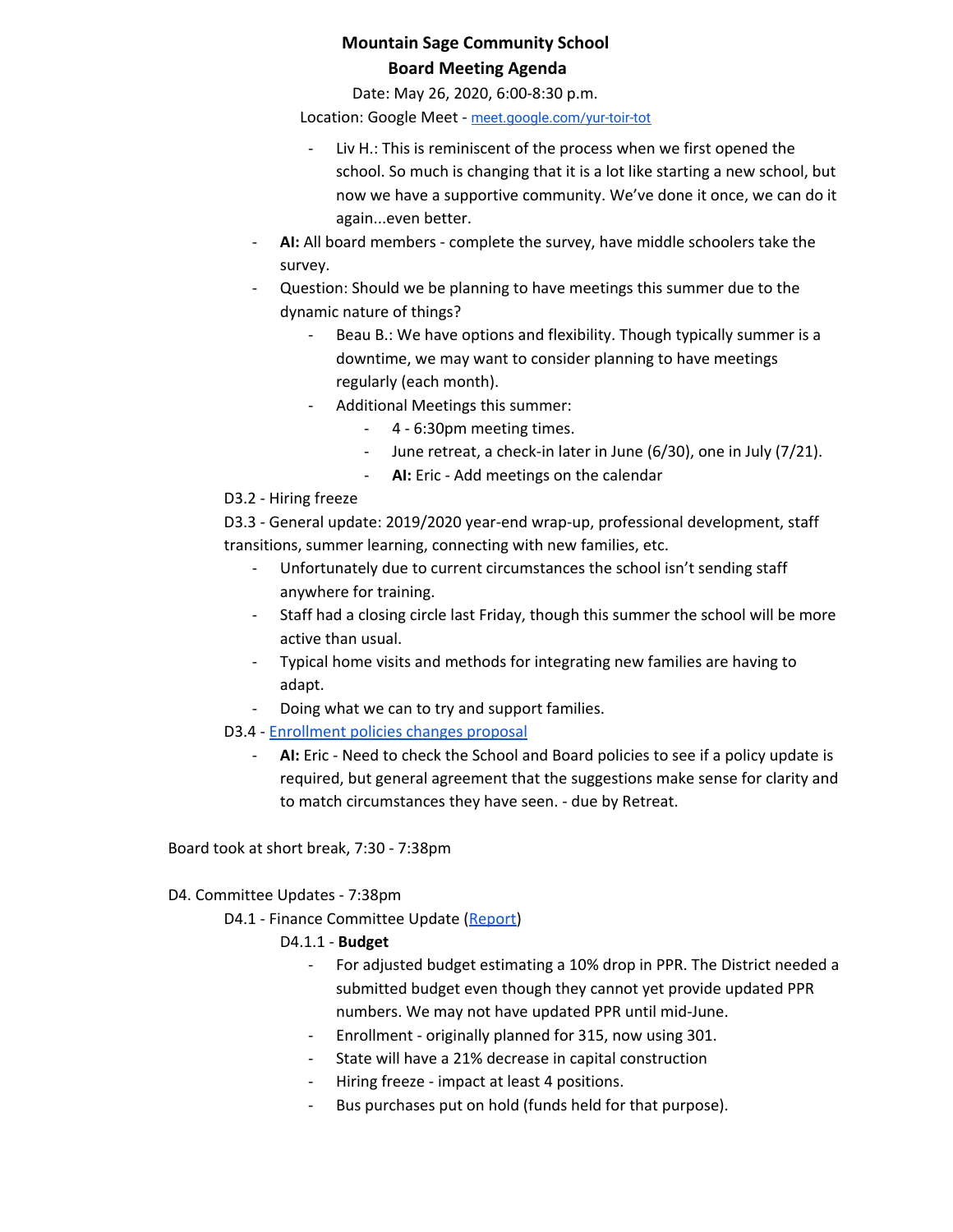**Mountain Sage Community School**
**Board Meeting Agenda**

Date: May 26, 2020, 6:00-8:30 p.m.

Location: Google Meet - [meet.google.com/yur-toir-tot](meet.google.com/yur-toir-tot)

- Liv H.: This is reminiscent of the process when we first opened the school. So much is changing that it is a lot like starting a new school, but now we have a supportive community. We've done it once, we can do it again...even better.
- **AI:** All board members - complete the survey, have middle schoolers take the survey.
- Question: Should we be planning to have meetings this summer due to the dynamic nature of things?
    - Beau B.: We have options and flexibility. Though typically summer is a downtime, we may want to consider planning to have meetings regularly (each month).
    - Additional Meetings this summer:
        - 4 - 6:30pm meeting times.
        - June retreat, a check-in later in June (6/30), one in July (7/21).
        - **AI:** Eric - Add meetings on the calendar

D3.2 - Hiring freeze

D3.3 - General update: 2019/2020 year-end wrap-up, professional development, staff transitions, summer learning, connecting with new families, etc.

- Unfortunately due to current circumstances the school isn't sending staff anywhere for training.
- Staff had a closing circle last Friday, though this summer the school will be more active than usual.
- Typical home visits and methods for integrating new families are having to adapt.
- Doing what we can to try and support families.

D3.4 - [Enrollment policies changes proposal]

- **AI:** Eric - Need to check the School and Board policies to see if a policy update is required, but general agreement that the suggestions make sense for clarity and to match circumstances they have seen. - due by Retreat.

Board took at short break, 7:30 - 7:38pm

D4. Committee Updates - 7:38pm

D4.1 - Finance Committee Update ([Report])

D4.1.1 - **Budget**

- For adjusted budget estimating a 10% drop in PPR. The District needed a submitted budget even though they cannot yet provide updated PPR numbers. We may not have updated PPR until mid-June.
- Enrollment - originally planned for 315, now using 301.
- State will have a 21% decrease in capital construction
- Hiring freeze - impact at least 4 positions.
- Bus purchases put on hold (funds held for that purpose).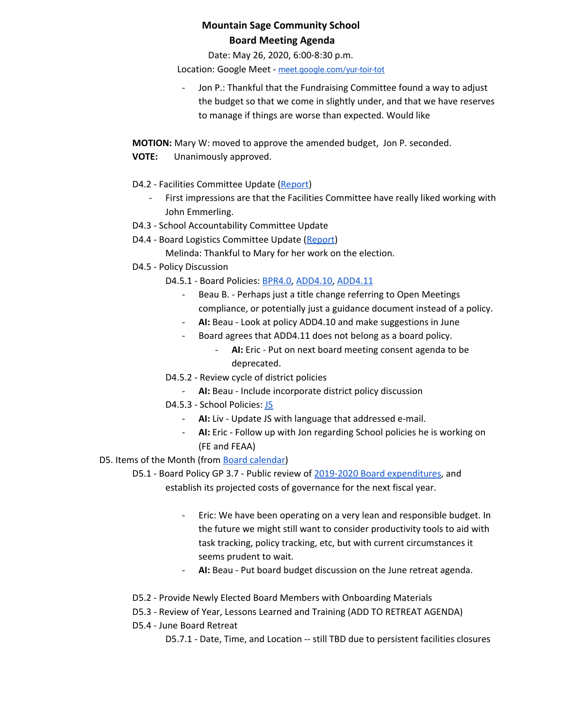**Mountain Sage Community School**
**Board Meeting Agenda**

Date: May 26, 2020, 6:00-8:30 p.m.
Location: Google Meet - [meet.google.com/yur-toir-tot](meet.google.com/yur-toir-tot)

- Jon P.: Thankful that the Fundraising Committee found a way to adjust the budget so that we come in slightly under, and that we have reserves to manage if things are worse than expected. Would like

**MOTION:** Mary W: moved to approve the amended budget, Jon P. seconded.
**VOTE:** Unanimously approved.

D4.2 - Facilities Committee Update ([Report](Report))
- First impressions are that the Facilities Committee have really liked working with John Emmerling.

D4.3 - School Accountability Committee Update

D4.4 - Board Logistics Committee Update ([Report](Report))
Melinda: Thankful to Mary for her work on the election.

D4.5 - Policy Discussion

D4.5.1 - Board Policies: BPR4.0, ADD4.10, ADD4.11
- Beau B. - Perhaps just a title change referring to Open Meetings compliance, or potentially just a guidance document instead of a policy.
- **AI:** Beau - Look at policy ADD4.10 and make suggestions in June
- Board agrees that ADD4.11 does not belong as a board policy.
  - **AI:** Eric - Put on next board meeting consent agenda to be deprecated.

D4.5.2 - Review cycle of district policies
- **AI:** Beau - Include incorporate district policy discussion

D4.5.3 - School Policies: JS
- **AI:** Liv - Update JS with language that addressed e-mail.
- **AI:** Eric - Follow up with Jon regarding School policies he is working on (FE and FEAA)

D5. Items of the Month (from Board calendar)

D5.1 - Board Policy GP 3.7 - Public review of 2019-2020 Board expenditures, and establish its projected costs of governance for the next fiscal year.
- Eric: We have been operating on a very lean and responsible budget. In the future we might still want to consider productivity tools to aid with task tracking, policy tracking, etc, but with current circumstances it seems prudent to wait.
- **AI:** Beau - Put board budget discussion on the June retreat agenda.

D5.2 - Provide Newly Elected Board Members with Onboarding Materials

D5.3 - Review of Year, Lessons Learned and Training (ADD TO RETREAT AGENDA)

D5.4 - June Board Retreat

D5.7.1 - Date, Time, and Location -- still TBD due to persistent facilities closures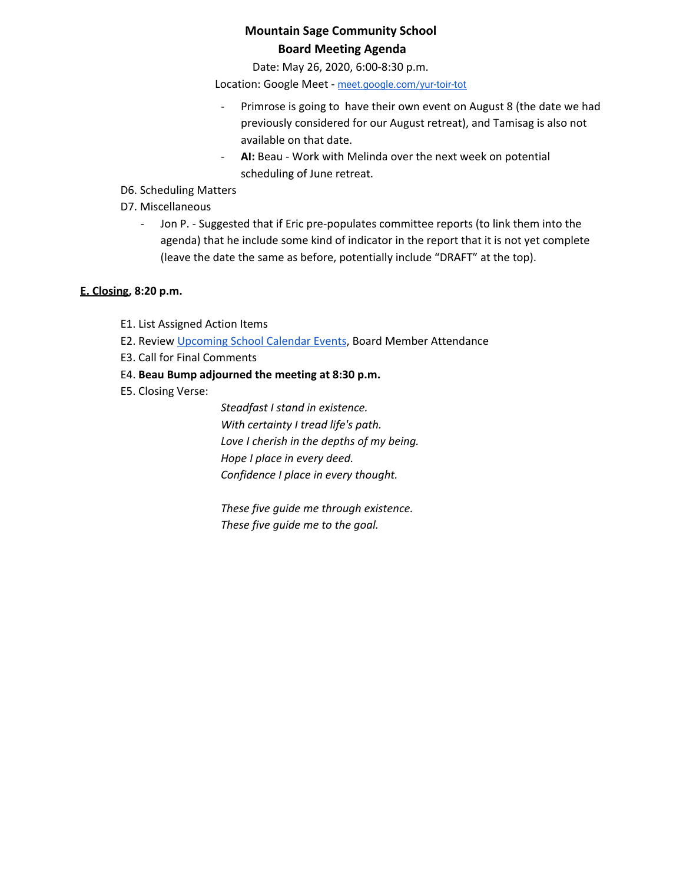**Mountain Sage Community School**
**Board Meeting Agenda**

Date: May 26, 2020, 6:00-8:30 p.m.

Location: Google Meet - meet.google.com/yur-toir-tot

- Primrose is going to have their own event on August 8 (the date we had previously considered for our August retreat), and Tamisag is also not available on that date.
- **AI:** Beau - Work with Melinda over the next week on potential scheduling of June retreat.

D6. Scheduling Matters

D7. Miscellaneous

- Jon P. - Suggested that if Eric pre-populates committee reports (to link them into the agenda) that he include some kind of indicator in the report that it is not yet complete (leave the date the same as before, potentially include "DRAFT" at the top).

**E. Closing, 8:20 p.m.**

E1. List Assigned Action Items

E2. Review Upcoming School Calendar Events, Board Member Attendance

E3. Call for Final Comments

E4. **Beau Bump adjourned the meeting at 8:30 p.m.**

E5. Closing Verse:

*Steadfast I stand in existence.*
*With certainty I tread life's path.*
*Love I cherish in the depths of my being.*
*Hope I place in every deed.*
*Confidence I place in every thought.*

*These five guide me through existence.*
*These five guide me to the goal.*